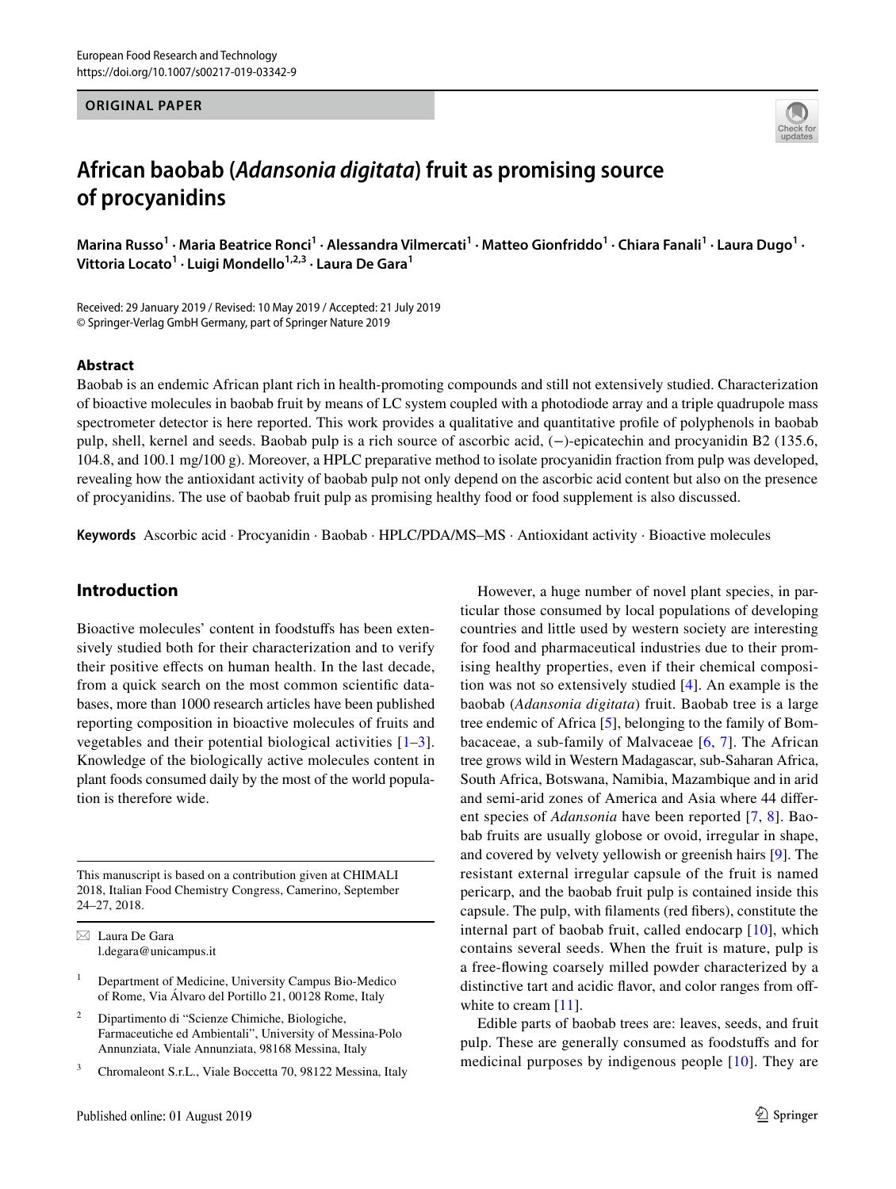ORIGINAL PAPER

# African baobab (*Adansonia digitata*) fruit as promising source of procyanidins

**Marina Russo[1] · Maria Beatrice Ronci[1] · Alessandra Vilmercati[1] · Matteo Gionfriddo[1] · Chiara Fanali[1] · Laura Dugo[1] · Vittoria Locato[1] · Luigi Mondello[1,2,3] · Laura De Gara[1]**

Received: 29 January 2019 / Revised: 10 May 2019 / Accepted: 21 July 2019
© Springer-Verlag GmbH Germany, part of Springer Nature 2019

## Abstract

Baobab is an endemic African plant rich in health-promoting compounds and still not extensively studied. Characterization of bioactive molecules in baobab fruit by means of LC system coupled with a photodiode array and a triple quadrupole mass spectrometer detector is here reported. This work provides a qualitative and quantitative profile of polyphenols in baobab pulp, shell, kernel and seeds. Baobab pulp is a rich source of ascorbic acid, (−)-epicatechin and procyanidin B2 (135.6, 104.8, and 100.1 mg/100 g). Moreover, a HPLC preparative method to isolate procyanidin fraction from pulp was developed, revealing how the antioxidant activity of baobab pulp not only depend on the ascorbic acid content but also on the presence of procyanidins. The use of baobab fruit pulp as promising healthy food or food supplement is also discussed.

**Keywords** Ascorbic acid · Procyanidin · Baobab · HPLC/PDA/MS–MS · Antioxidant activity · Bioactive molecules

## Introduction

Bioactive molecules' content in foodstuffs has been extensively studied both for their characterization and to verify their positive effects on human health. In the last decade, from a quick search on the most common scientific databases, more than 1000 research articles have been published reporting composition in bioactive molecules of fruits and vegetables and their potential biological activities [1–3]. Knowledge of the biologically active molecules content in plant foods consumed daily by the most of the world population is therefore wide.

However, a huge number of novel plant species, in particular those consumed by local populations of developing countries and little used by western society are interesting for food and pharmaceutical industries due to their promising healthy properties, even if their chemical composition was not so extensively studied [4]. An example is the baobab (*Adansonia digitata*) fruit. Baobab tree is a large tree endemic of Africa [5], belonging to the family of Bombacaceae, a sub-family of Malvaceae [6, 7]. The African tree grows wild in Western Madagascar, sub-Saharan Africa, South Africa, Botswana, Namibia, Mazambique and in arid and semi-arid zones of America and Asia where 44 different species of *Adansonia* have been reported [7, 8]. Baobab fruits are usually globose or ovoid, irregular in shape, and covered by velvety yellowish or greenish hairs [9]. The resistant external irregular capsule of the fruit is named pericarp, and the baobab fruit pulp is contained inside this capsule. The pulp, with filaments (red fibers), constitute the internal part of baobab fruit, called endocarp [10], which contains several seeds. When the fruit is mature, pulp is a free-flowing coarsely milled powder characterized by a distinctive tart and acidic flavor, and color ranges from off-white to cream [11].

Edible parts of baobab trees are: leaves, seeds, and fruit pulp. These are generally consumed as foodstuffs and for medicinal purposes by indigenous people [10]. They are

---

This manuscript is based on a contribution given at CHIMALI 2018, Italian Food Chemistry Congress, Camerino, September 24–27, 2018.

✉ Laura De Gara
l.degara@unicampus.it

[1] Department of Medicine, University Campus Bio-Medico of Rome, Via Álvaro del Portillo 21, 00128 Rome, Italy

[2] Dipartimento di "Scienze Chimiche, Biologiche, Farmaceutiche ed Ambientali", University of Messina-Polo Annunziata, Viale Annunziata, 98168 Messina, Italy

[3] Chromaleont S.r.L., Viale Boccetta 70, 98122 Messina, Italy

Published online: 01 August 2019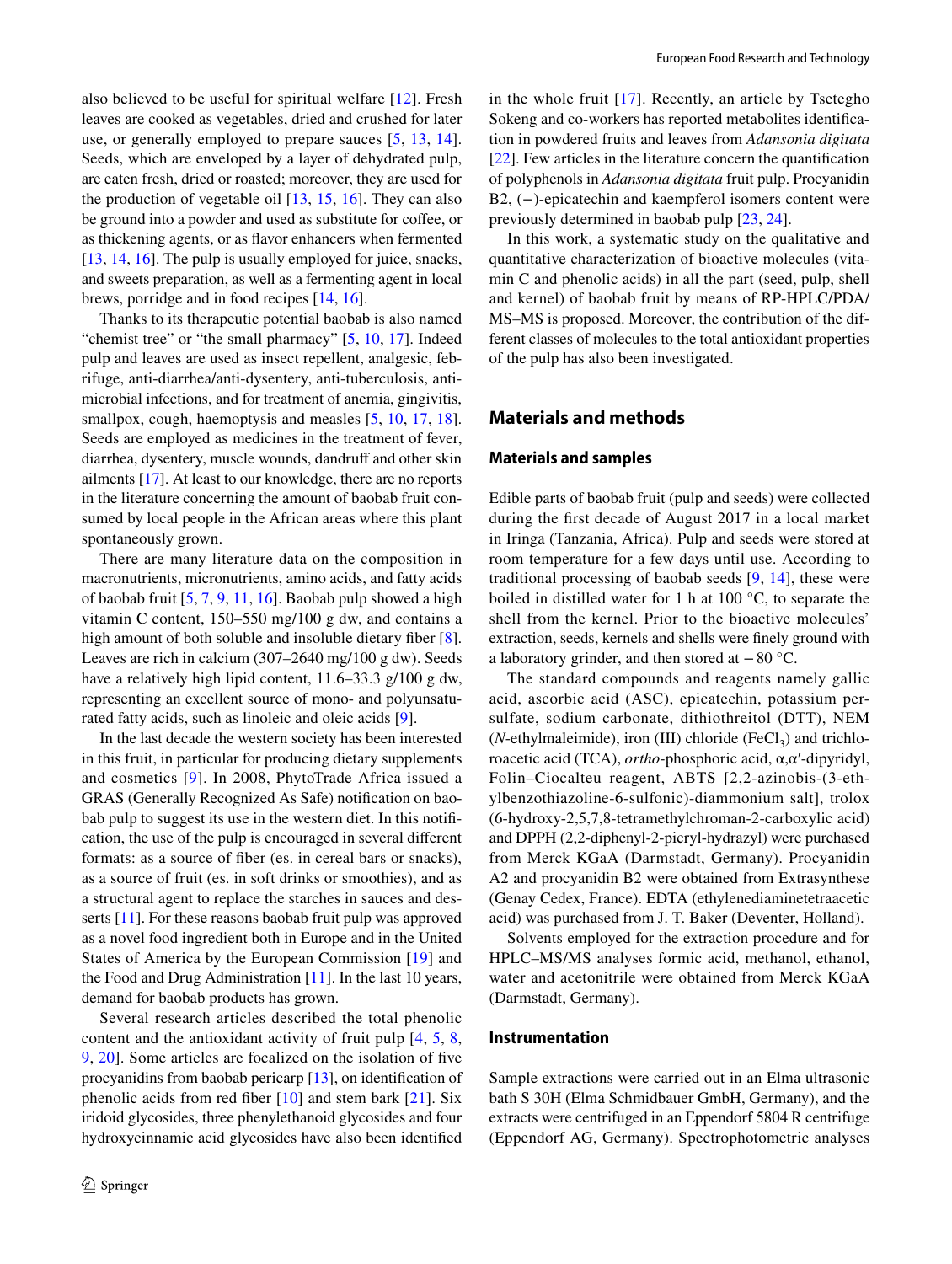also believed to be useful for spiritual welfare [12]. Fresh leaves are cooked as vegetables, dried and crushed for later use, or generally employed to prepare sauces [5, 13, 14]. Seeds, which are enveloped by a layer of dehydrated pulp, are eaten fresh, dried or roasted; moreover, they are used for the production of vegetable oil [13, 15, 16]. They can also be ground into a powder and used as substitute for coffee, or as thickening agents, or as flavor enhancers when fermented [13, 14, 16]. The pulp is usually employed for juice, snacks, and sweets preparation, as well as a fermenting agent in local brews, porridge and in food recipes [14, 16].

Thanks to its therapeutic potential baobab is also named "chemist tree" or "the small pharmacy" [5, 10, 17]. Indeed pulp and leaves are used as insect repellent, analgesic, febrifuge, anti-diarrhea/anti-dysentery, anti-tuberculosis, antimicrobial infections, and for treatment of anemia, gingivitis, smallpox, cough, haemoptysis and measles [5, 10, 17, 18]. Seeds are employed as medicines in the treatment of fever, diarrhea, dysentery, muscle wounds, dandruff and other skin ailments [17]. At least to our knowledge, there are no reports in the literature concerning the amount of baobab fruit consumed by local people in the African areas where this plant spontaneously grown.

There are many literature data on the composition in macronutrients, micronutrients, amino acids, and fatty acids of baobab fruit [5, 7, 9, 11, 16]. Baobab pulp showed a high vitamin C content, 150–550 mg/100 g dw, and contains a high amount of both soluble and insoluble dietary fiber [8]. Leaves are rich in calcium (307–2640 mg/100 g dw). Seeds have a relatively high lipid content, 11.6–33.3 g/100 g dw, representing an excellent source of mono- and polyunsaturated fatty acids, such as linoleic and oleic acids [9].

In the last decade the western society has been interested in this fruit, in particular for producing dietary supplements and cosmetics [9]. In 2008, PhytoTrade Africa issued a GRAS (Generally Recognized As Safe) notification on baobab pulp to suggest its use in the western diet. In this notification, the use of the pulp is encouraged in several different formats: as a source of fiber (es. in cereal bars or snacks), as a source of fruit (es. in soft drinks or smoothies), and as a structural agent to replace the starches in sauces and desserts [11]. For these reasons baobab fruit pulp was approved as a novel food ingredient both in Europe and in the United States of America by the European Commission [19] and the Food and Drug Administration [11]. In the last 10 years, demand for baobab products has grown.

Several research articles described the total phenolic content and the antioxidant activity of fruit pulp [4, 5, 8, 9, 20]. Some articles are focalized on the isolation of five procyanidins from baobab pericarp [13], on identification of phenolic acids from red fiber [10] and stem bark [21]. Six iridoid glycosides, three phenylethanoid glycosides and four hydroxycinnamic acid glycosides have also been identified in the whole fruit [17]. Recently, an article by Tsetegho Sokeng and co-workers has reported metabolites identification in powdered fruits and leaves from *Adansonia digitata* [22]. Few articles in the literature concern the quantification of polyphenols in *Adansonia digitata* fruit pulp. Procyanidin B2, (−)-epicatechin and kaempferol isomers content were previously determined in baobab pulp [23, 24].

In this work, a systematic study on the qualitative and quantitative characterization of bioactive molecules (vitamin C and phenolic acids) in all the part (seed, pulp, shell and kernel) of baobab fruit by means of RP-HPLC/PDA/MS–MS is proposed. Moreover, the contribution of the different classes of molecules to the total antioxidant properties of the pulp has also been investigated.

## Materials and methods

### Materials and samples

Edible parts of baobab fruit (pulp and seeds) were collected during the first decade of August 2017 in a local market in Iringa (Tanzania, Africa). Pulp and seeds were stored at room temperature for a few days until use. According to traditional processing of baobab seeds [9, 14], these were boiled in distilled water for 1 h at 100 °C, to separate the shell from the kernel. Prior to the bioactive molecules' extraction, seeds, kernels and shells were finely ground with a laboratory grinder, and then stored at − 80 °C.

The standard compounds and reagents namely gallic acid, ascorbic acid (ASC), epicatechin, potassium persulfate, sodium carbonate, dithiothreitol (DTT), NEM (*N*-ethylmaleimide), iron (III) chloride ($FeCl_3$) and trichloroacetic acid (TCA), *ortho*-phosphoric acid, α,α′-dipyridyl, Folin–Ciocalteu reagent, ABTS [2,2-azinobis-(3-ethylbenzothiazoline-6-sulfonic)-diammonium salt], trolox (6-hydroxy-2,5,7,8-tetramethylchroman-2-carboxylic acid) and DPPH (2,2-diphenyl-2-picryl-hydrazyl) were purchased from Merck KGaA (Darmstadt, Germany). Procyanidin A2 and procyanidin B2 were obtained from Extrasynthese (Genay Cedex, France). EDTA (ethylenediaminetetraacetic acid) was purchased from J. T. Baker (Deventer, Holland).

Solvents employed for the extraction procedure and for HPLC–MS/MS analyses formic acid, methanol, ethanol, water and acetonitrile were obtained from Merck KGaA (Darmstadt, Germany).

### Instrumentation

Sample extractions were carried out in an Elma ultrasonic bath S 30H (Elma Schmidbauer GmbH, Germany), and the extracts were centrifuged in an Eppendorf 5804 R centrifuge (Eppendorf AG, Germany). Spectrophotometric analyses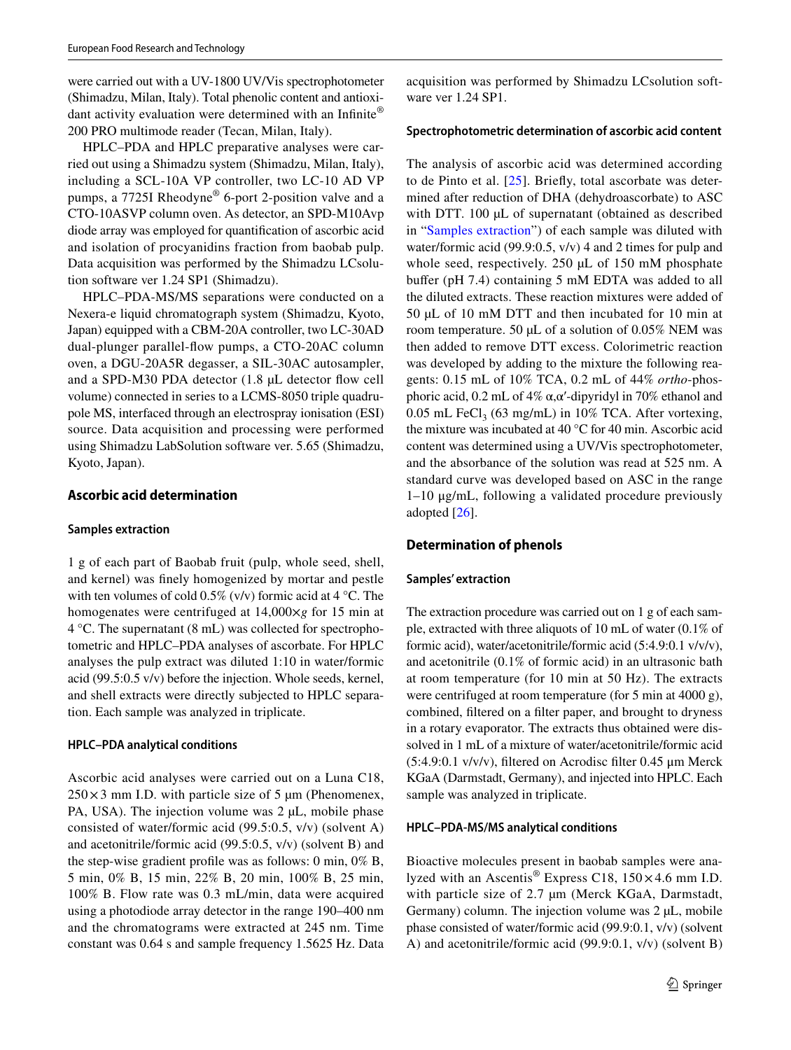were carried out with a UV-1800 UV/Vis spectrophotometer (Shimadzu, Milan, Italy). Total phenolic content and antioxidant activity evaluation were determined with an Infinite® 200 PRO multimode reader (Tecan, Milan, Italy).

HPLC–PDA and HPLC preparative analyses were carried out using a Shimadzu system (Shimadzu, Milan, Italy), including a SCL-10A VP controller, two LC-10 AD VP pumps, a 7725I Rheodyne® 6-port 2-position valve and a CTO-10ASVP column oven. As detector, an SPD-M10Avp diode array was employed for quantification of ascorbic acid and isolation of procyanidins fraction from baobab pulp. Data acquisition was performed by the Shimadzu LCsolution software ver 1.24 SP1 (Shimadzu).

HPLC–PDA-MS/MS separations were conducted on a Nexera-e liquid chromatograph system (Shimadzu, Kyoto, Japan) equipped with a CBM-20A controller, two LC-30AD dual-plunger parallel-flow pumps, a CTO-20AC column oven, a DGU-20A5R degasser, a SIL-30AC autosampler, and a SPD-M30 PDA detector (1.8 μL detector flow cell volume) connected in series to a LCMS-8050 triple quadrupole MS, interfaced through an electrospray ionisation (ESI) source. Data acquisition and processing were performed using Shimadzu LabSolution software ver. 5.65 (Shimadzu, Kyoto, Japan).

## Ascorbic acid determination

### Samples extraction

1 g of each part of Baobab fruit (pulp, whole seed, shell, and kernel) was finely homogenized by mortar and pestle with ten volumes of cold 0.5% (v/v) formic acid at 4 °C. The homogenates were centrifuged at 14,000×*g* for 15 min at 4 °C. The supernatant (8 mL) was collected for spectrophotometric and HPLC–PDA analyses of ascorbate. For HPLC analyses the pulp extract was diluted 1:10 in water/formic acid (99.5:0.5 v/v) before the injection. Whole seeds, kernel, and shell extracts were directly subjected to HPLC separation. Each sample was analyzed in triplicate.

### HPLC–PDA analytical conditions

Ascorbic acid analyses were carried out on a Luna C18, 250×3 mm I.D. with particle size of 5 μm (Phenomenex, PA, USA). The injection volume was 2 μL, mobile phase consisted of water/formic acid (99.5:0.5, v/v) (solvent A) and acetonitrile/formic acid (99.5:0.5, v/v) (solvent B) and the step-wise gradient profile was as follows: 0 min, 0% B, 5 min, 0% B, 15 min, 22% B, 20 min, 100% B, 25 min, 100% B. Flow rate was 0.3 mL/min, data were acquired using a photodiode array detector in the range 190–400 nm and the chromatograms were extracted at 245 nm. Time constant was 0.64 s and sample frequency 1.5625 Hz. Data acquisition was performed by Shimadzu LCsolution software ver 1.24 SP1.

### Spectrophotometric determination of ascorbic acid content

The analysis of ascorbic acid was determined according to de Pinto et al. [25]. Briefly, total ascorbate was determined after reduction of DHA (dehydroascorbate) to ASC with DTT. 100 μL of supernatant (obtained as described in "Samples extraction") of each sample was diluted with water/formic acid (99.9:0.5, v/v) 4 and 2 times for pulp and whole seed, respectively. 250 μL of 150 mM phosphate buffer (pH 7.4) containing 5 mM EDTA was added to all the diluted extracts. These reaction mixtures were added of 50 μL of 10 mM DTT and then incubated for 10 min at room temperature. 50 μL of a solution of 0.05% NEM was then added to remove DTT excess. Colorimetric reaction was developed by adding to the mixture the following reagents: 0.15 mL of 10% TCA, 0.2 mL of 44% *ortho*-phosphoric acid, 0.2 mL of 4% α,α′-dipyridyl in 70% ethanol and 0.05 mL $FeCl_3$ (63 mg/mL) in 10% TCA. After vortexing, the mixture was incubated at 40 °C for 40 min. Ascorbic acid content was determined using a UV/Vis spectrophotometer, and the absorbance of the solution was read at 525 nm. A standard curve was developed based on ASC in the range 1–10 μg/mL, following a validated procedure previously adopted [26].

## Determination of phenols

### Samples' extraction

The extraction procedure was carried out on 1 g of each sample, extracted with three aliquots of 10 mL of water (0.1% of formic acid), water/acetonitrile/formic acid (5:4.9:0.1 v/v/v), and acetonitrile (0.1% of formic acid) in an ultrasonic bath at room temperature (for 10 min at 50 Hz). The extracts were centrifuged at room temperature (for 5 min at 4000 g), combined, filtered on a filter paper, and brought to dryness in a rotary evaporator. The extracts thus obtained were dissolved in 1 mL of a mixture of water/acetonitrile/formic acid (5:4.9:0.1 v/v/v), filtered on Acrodisc filter 0.45 μm Merck KGaA (Darmstadt, Germany), and injected into HPLC. Each sample was analyzed in triplicate.

### HPLC–PDA-MS/MS analytical conditions

Bioactive molecules present in baobab samples were analyzed with an Ascentis® Express C18, 150×4.6 mm I.D. with particle size of 2.7 μm (Merck KGaA, Darmstadt, Germany) column. The injection volume was 2 μL, mobile phase consisted of water/formic acid (99.9:0.1, v/v) (solvent A) and acetonitrile/formic acid (99.9:0.1, v/v) (solvent B)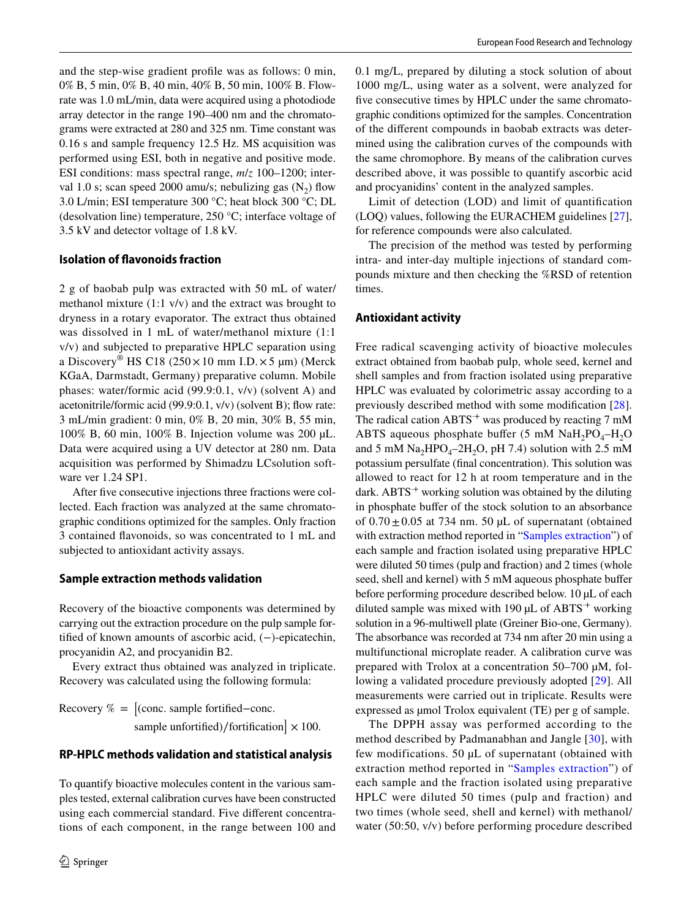and the step-wise gradient profile was as follows: 0 min, 0% B, 5 min, 0% B, 40 min, 40% B, 50 min, 100% B. Flowrate was 1.0 mL/min, data were acquired using a photodiode array detector in the range 190–400 nm and the chromatograms were extracted at 280 and 325 nm. Time constant was 0.16 s and sample frequency 12.5 Hz. MS acquisition was performed using ESI, both in negative and positive mode. ESI conditions: mass spectral range, *m/z* 100–1200; interval 1.0 s; scan speed 2000 amu/s; nebulizing gas ($N_2$) flow 3.0 L/min; ESI temperature 300 °C; heat block 300 °C; DL (desolvation line) temperature, 250 °C; interface voltage of 3.5 kV and detector voltage of 1.8 kV.

### Isolation of flavonoids fraction

2 g of baobab pulp was extracted with 50 mL of water/methanol mixture (1:1 v/v) and the extract was brought to dryness in a rotary evaporator. The extract thus obtained was dissolved in 1 mL of water/methanol mixture (1:1 v/v) and subjected to preparative HPLC separation using a Discovery® HS C18 (250 × 10 mm I.D. × 5 µm) (Merck KGaA, Darmstadt, Germany) preparative column. Mobile phases: water/formic acid (99.9:0.1, v/v) (solvent A) and acetonitrile/formic acid (99.9:0.1, v/v) (solvent B); flow rate: 3 mL/min gradient: 0 min, 0% B, 20 min, 30% B, 55 min, 100% B, 60 min, 100% B. Injection volume was 200 µL. Data were acquired using a UV detector at 280 nm. Data acquisition was performed by Shimadzu LCsolution software ver 1.24 SP1.

After five consecutive injections three fractions were collected. Each fraction was analyzed at the same chromatographic conditions optimized for the samples. Only fraction 3 contained flavonoids, so was concentrated to 1 mL and subjected to antioxidant activity assays.

### Sample extraction methods validation

Recovery of the bioactive components was determined by carrying out the extraction procedure on the pulp sample fortified of known amounts of ascorbic acid, (−)-epicatechin, procyanidin A2, and procyanidin B2.

Every extract thus obtained was analyzed in triplicate. Recovery was calculated using the following formula:

$$\text{Recovery }\% = \left[(\text{conc. sample fortified} - \text{conc. sample unfortified})/\text{fortification}\right] \times 100.$$

### RP-HPLC methods validation and statistical analysis

To quantify bioactive molecules content in the various samples tested, external calibration curves have been constructed using each commercial standard. Five different concentrations of each component, in the range between 100 and 0.1 mg/L, prepared by diluting a stock solution of about 1000 mg/L, using water as a solvent, were analyzed for five consecutive times by HPLC under the same chromatographic conditions optimized for the samples. Concentration of the different compounds in baobab extracts was determined using the calibration curves of the compounds with the same chromophore. By means of the calibration curves described above, it was possible to quantify ascorbic acid and procyanidins' content in the analyzed samples.

Limit of detection (LOD) and limit of quantification (LOQ) values, following the EURACHEM guidelines [27], for reference compounds were also calculated.

The precision of the method was tested by performing intra- and inter-day multiple injections of standard compounds mixture and then checking the %RSD of retention times.

### Antioxidant activity

Free radical scavenging activity of bioactive molecules extract obtained from baobab pulp, whole seed, kernel and shell samples and from fraction isolated using preparative HPLC was evaluated by colorimetric assay according to a previously described method with some modification [28]. The radical cation $ABTS^{·+}$ was produced by reacting 7 mM ABTS aqueous phosphate buffer (5 mM $NaH_2PO_4$–$H_2O$ and 5 mM $Na_2HPO_4$–$2H_2O$, pH 7.4) solution with 2.5 mM potassium persulfate (final concentration). This solution was allowed to react for 12 h at room temperature and in the dark. $ABTS^{·+}$ working solution was obtained by the diluting in phosphate buffer of the stock solution to an absorbance of 0.70 ± 0.05 at 734 nm. 50 µL of supernatant (obtained with extraction method reported in "Samples extraction") of each sample and fraction isolated using preparative HPLC were diluted 50 times (pulp and fraction) and 2 times (whole seed, shell and kernel) with 5 mM aqueous phosphate buffer before performing procedure described below. 10 µL of each diluted sample was mixed with 190 µL of $ABTS^{·+}$ working solution in a 96-multiwell plate (Greiner Bio-one, Germany). The absorbance was recorded at 734 nm after 20 min using a multifunctional microplate reader. A calibration curve was prepared with Trolox at a concentration 50–700 µM, following a validated procedure previously adopted [29]. All measurements were carried out in triplicate. Results were expressed as µmol Trolox equivalent (TE) per g of sample.

The DPPH assay was performed according to the method described by Padmanabhan and Jangle [30], with few modifications. 50 µL of supernatant (obtained with extraction method reported in "Samples extraction") of each sample and the fraction isolated using preparative HPLC were diluted 50 times (pulp and fraction) and two times (whole seed, shell and kernel) with methanol/water (50:50, v/v) before performing procedure described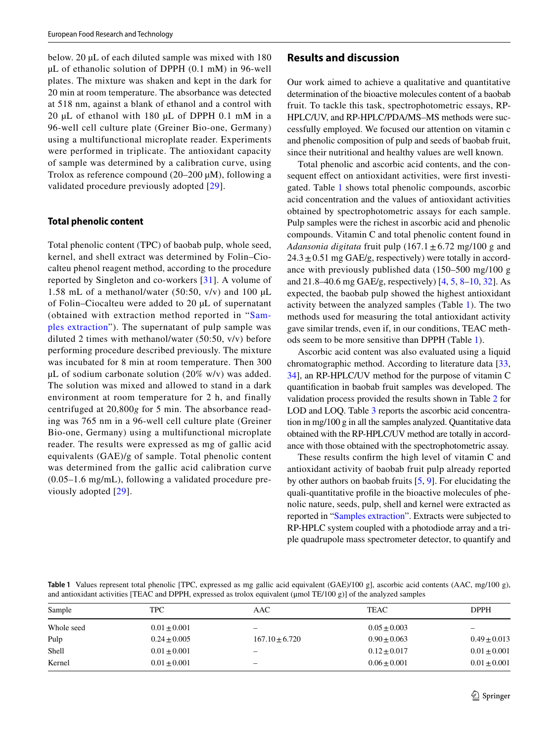below. 20 μL of each diluted sample was mixed with 180 μL of ethanolic solution of DPPH (0.1 mM) in 96-well plates. The mixture was shaken and kept in the dark for 20 min at room temperature. The absorbance was detected at 518 nm, against a blank of ethanol and a control with 20 μL of ethanol with 180 μL of DPPH 0.1 mM in a 96-well cell culture plate (Greiner Bio-one, Germany) using a multifunctional microplate reader. Experiments were performed in triplicate. The antioxidant capacity of sample was determined by a calibration curve, using Trolox as reference compound (20–200 μM), following a validated procedure previously adopted [29].

### Total phenolic content

Total phenolic content (TPC) of baobab pulp, whole seed, kernel, and shell extract was determined by Folin–Ciocalteu phenol reagent method, according to the procedure reported by Singleton and co-workers [31]. A volume of 1.58 mL of a methanol/water (50:50, v/v) and 100 μL of Folin–Ciocalteu were added to 20 μL of supernatant (obtained with extraction method reported in "Samples extraction"). The supernatant of pulp sample was diluted 2 times with methanol/water (50:50, v/v) before performing procedure described previously. The mixture was incubated for 8 min at room temperature. Then 300 μL of sodium carbonate solution (20% w/v) was added. The solution was mixed and allowed to stand in a dark environment at room temperature for 2 h, and finally centrifuged at 20,800*g* for 5 min. The absorbance reading was 765 nm in a 96-well cell culture plate (Greiner Bio-one, Germany) using a multifunctional microplate reader. The results were expressed as mg of gallic acid equivalents (GAE)/g of sample. Total phenolic content was determined from the gallic acid calibration curve (0.05–1.6 mg/mL), following a validated procedure previously adopted [29].

## Results and discussion

Our work aimed to achieve a qualitative and quantitative determination of the bioactive molecules content of a baobab fruit. To tackle this task, spectrophotometric essays, RP-HPLC/UV, and RP-HPLC/PDA/MS–MS methods were successfully employed. We focused our attention on vitamin c and phenolic composition of pulp and seeds of baobab fruit, since their nutritional and healthy values are well known.

Total phenolic and ascorbic acid contents, and the consequent effect on antioxidant activities, were first investigated. Table 1 shows total phenolic compounds, ascorbic acid concentration and the values of antioxidant activities obtained by spectrophotometric assays for each sample. Pulp samples were the richest in ascorbic acid and phenolic compounds. Vitamin C and total phenolic content found in *Adansonia digitata* fruit pulp (167.1 ± 6.72 mg/100 g and 24.3 ± 0.51 mg GAE/g, respectively) were totally in accordance with previously published data (150–500 mg/100 g and 21.8–40.6 mg GAE/g, respectively) [4, 5, 8–10, 32]. As expected, the baobab pulp showed the highest antioxidant activity between the analyzed samples (Table 1). The two methods used for measuring the total antioxidant activity gave similar trends, even if, in our conditions, TEAC methods seem to be more sensitive than DPPH (Table 1).

Ascorbic acid content was also evaluated using a liquid chromatographic method. According to literature data [33, 34], an RP-HPLC/UV method for the purpose of vitamin C quantification in baobab fruit samples was developed. The validation process provided the results shown in Table 2 for LOD and LOQ. Table 3 reports the ascorbic acid concentration in mg/100 g in all the samples analyzed. Quantitative data obtained with the RP-HPLC/UV method are totally in accordance with those obtained with the spectrophotometric assay.

These results confirm the high level of vitamin C and antioxidant activity of baobab fruit pulp already reported by other authors on baobab fruits [5, 9]. For elucidating the quali-quantitative profile in the bioactive molecules of phenolic nature, seeds, pulp, shell and kernel were extracted as reported in "Samples extraction". Extracts were subjected to RP-HPLC system coupled with a photodiode array and a triple quadrupole mass spectrometer detector, to quantify and

**Table 1** Values represent total phenolic [TPC, expressed as mg gallic acid equivalent (GAE)/100 g], ascorbic acid contents (AAC, mg/100 g), and antioxidant activities [TEAC and DPPH, expressed as trolox equivalent (μmol TE/100 g)] of the analyzed samples

| Sample | TPC | AAC | TEAC | DPPH |
|---|---|---|---|---|
| Whole seed | 0.01 ± 0.001 | – | 0.05 ± 0.003 | – |
| Pulp | 0.24 ± 0.005 | 167.10 ± 6.720 | 0.90 ± 0.063 | 0.49 ± 0.013 |
| Shell | 0.01 ± 0.001 | – | 0.12 ± 0.017 | 0.01 ± 0.001 |
| Kernel | 0.01 ± 0.001 | – | 0.06 ± 0.001 | 0.01 ± 0.001 |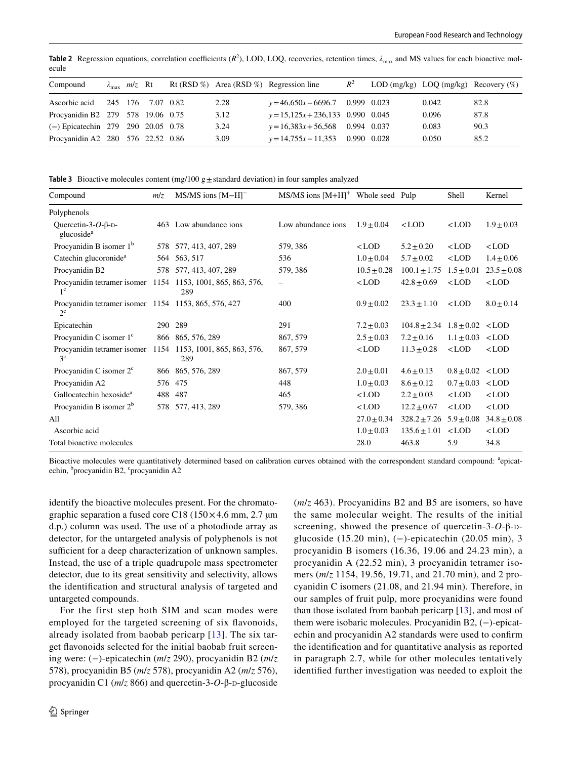**Table 2** Regression equations, correlation coefficients ($R^2$), LOD, LOQ, recoveries, retention times, $\lambda_{max}$ and MS values for each bioactive molecule

| Compound | $\lambda_{max}$ | $m/z$ | Rt | Rt (RSD %) | Area (RSD %) | Regression line | $R^2$ | LOD (mg/kg) | LOQ (mg/kg) | Recovery (%) |
|---|---|---|---|---|---|---|---|---|---|---|
| Ascorbic acid | 245 | 176 | 7.07 | 0.82 | 2.28 | $y = 46{,}650x - 6696.7$ | 0.999 | 0.023 | 0.042 | 82.8 |
| Procyanidin B2 | 279 | 578 | 19.06 | 0.75 | 3.12 | $y = 15{,}125x + 236{,}133$ | 0.990 | 0.045 | 0.096 | 87.8 |
| (−) Epicatechin | 279 | 290 | 20.05 | 0.78 | 3.24 | $y = 16{,}383x + 56{,}568$ | 0.994 | 0.037 | 0.083 | 90.3 |
| Procyanidin A2 | 280 | 576 | 22.52 | 0.86 | 3.09 | $y = 14{,}755x - 11{,}353$ | 0.990 | 0.028 | 0.050 | 85.2 |

**Table 3** Bioactive molecules content (mg/100 g ± standard deviation) in four samples analyzed

| Compound | $m/z$ | MS/MS ions $[M-H]^-$ | MS/MS ions $[M+H]^+$ | Whole seed | Pulp | Shell | Kernel |
|---|---|---|---|---|---|---|---|
| Polyphenols | | | | | | | |
| Quercetin-3-*O*-β-D-glucoside[a] | 463 | Low abundance ions | Low abundance ions | 1.9 ± 0.04 | <LOD | <LOD | 1.9 ± 0.03 |
| Procyanidin B isomer 1[b] | 578 | 577, 413, 407, 289 | 579, 386 | <LOD | 5.2 ± 0.20 | <LOD | <LOD |
| Catechin glucoronide[a] | 564 | 563, 517 | 536 | 1.0 ± 0.04 | 5.7 ± 0.02 | <LOD | 1.4 ± 0.06 |
| Procyanidin B2 | 578 | 577, 413, 407, 289 | 579, 386 | 10.5 ± 0.28 | 100.1 ± 1.75 | 1.5 ± 0.01 | 23.5 ± 0.08 |
| Procyanidin tetramer isomer 1[c] | 1154 | 1153, 1001, 865, 863, 576, 289 | – | <LOD | 42.8 ± 0.69 | <LOD | <LOD |
| Procyanidin tetramer isomer 2[c] | 1154 | 1153, 865, 576, 427 | 400 | 0.9 ± 0.02 | 23.3 ± 1.10 | <LOD | 8.0 ± 0.14 |
| Epicatechin | 290 | 289 | 291 | 7.2 ± 0.03 | 104.8 ± 2.34 | 1.8 ± 0.02 | <LOD |
| Procyanidin C isomer 1[c] | 866 | 865, 576, 289 | 867, 579 | 2.5 ± 0.03 | 7.2 ± 0.16 | 1.1 ± 0.03 | <LOD |
| Procyanidin tetramer isomer 3[c] | 1154 | 1153, 1001, 865, 863, 576, 289 | 867, 579 | <LOD | 11.3 ± 0.28 | <LOD | <LOD |
| Procyanidin C isomer 2[c] | 866 | 865, 576, 289 | 867, 579 | 2.0 ± 0.01 | 4.6 ± 0.13 | 0.8 ± 0.02 | <LOD |
| Procyanidin A2 | 576 | 475 | 448 | 1.0 ± 0.03 | 8.6 ± 0.12 | 0.7 ± 0.03 | <LOD |
| Gallocatechin hexoside[a] | 488 | 487 | 465 | <LOD | 2.2 ± 0.03 | <LOD | <LOD |
| Procyanidin B isomer 2[b] | 578 | 577, 413, 289 | 579, 386 | <LOD | 12.2 ± 0.67 | <LOD | <LOD |
| All | | | | 27.0 ± 0.34 | 328.2 ± 7.26 | 5.9 ± 0.08 | 34.8 ± 0.08 |
| Ascorbic acid | | | | 1.0 ± 0.03 | 135.6 ± 1.01 | <LOD | <LOD |
| Total bioactive molecules | | | | 28.0 | 463.8 | 5.9 | 34.8 |

Bioactive molecules were quantitatively determined based on calibration curves obtained with the correspondent standard compound: [a]epicatechin, [b]procyanidin B2, [c]procyanidin A2

identify the bioactive molecules present. For the chromatographic separation a fused core C18 (150 × 4.6 mm, 2.7 µm d.p.) column was used. The use of a photodiode array as detector, for the untargeted analysis of polyphenols is not sufficient for a deep characterization of unknown samples. Instead, the use of a triple quadrupole mass spectrometer detector, due to its great sensitivity and selectivity, allows the identification and structural analysis of targeted and untargeted compounds.

For the first step both SIM and scan modes were employed for the targeted screening of six flavonoids, already isolated from baobab pericarp [13]. The six target flavonoids selected for the initial baobab fruit screening were: (−)-epicatechin ($m/z$ 290), procyanidin B2 ($m/z$ 578), procyanidin B5 ($m/z$ 578), procyanidin A2 ($m/z$ 576), procyanidin C1 ($m/z$ 866) and quercetin-3-*O*-β-D-glucoside ($m/z$ 463). Procyanidins B2 and B5 are isomers, so have the same molecular weight. The results of the initial screening, showed the presence of quercetin-3-*O*-β-D-glucoside (15.20 min), (−)-epicatechin (20.05 min), 3 procyanidin B isomers (16.36, 19.06 and 24.23 min), a procyanidin A (22.52 min), 3 procyanidin tetramer isomers ($m/z$ 1154, 19.56, 19.71, and 21.70 min), and 2 procyanidin C isomers (21.08, and 21.94 min). Therefore, in our samples of fruit pulp, more procyanidins were found than those isolated from baobab pericarp [13], and most of them were isobaric molecules. Procyanidin B2, (−)-epicatechin and procyanidin A2 standards were used to confirm the identification and for quantitative analysis as reported in paragraph 2.7, while for other molecules tentatively identified further investigation was needed to exploit the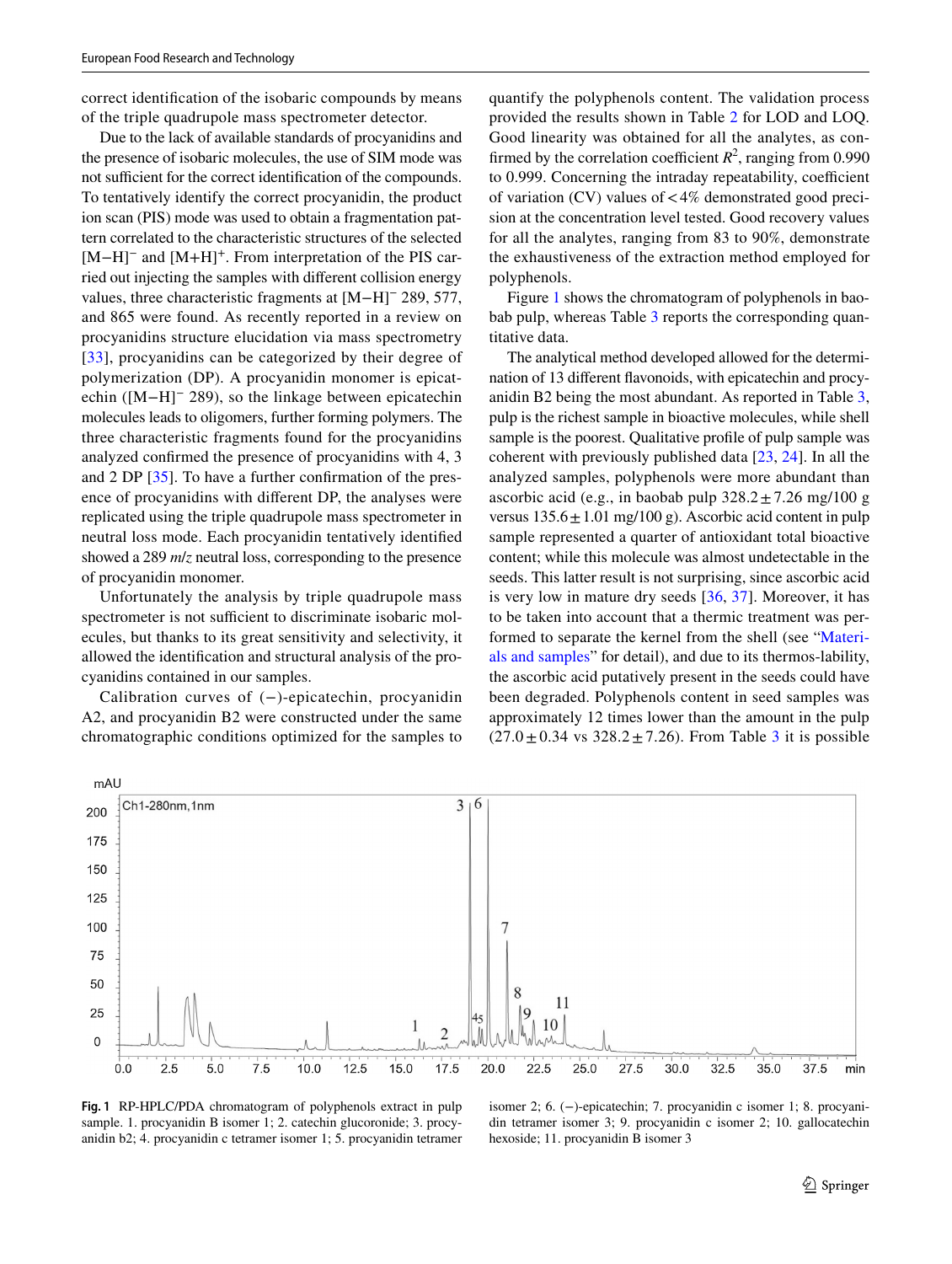correct identification of the isobaric compounds by means of the triple quadrupole mass spectrometer detector.

Due to the lack of available standards of procyanidins and the presence of isobaric molecules, the use of SIM mode was not sufficient for the correct identification of the compounds. To tentatively identify the correct procyanidin, the product ion scan (PIS) mode was used to obtain a fragmentation pattern correlated to the characteristic structures of the selected $[M-H]^-$ and $[M+H]^+$. From interpretation of the PIS carried out injecting the samples with different collision energy values, three characteristic fragments at $[M-H]^-$ 289, 577, and 865 were found. As recently reported in a review on procyanidins structure elucidation via mass spectrometry [33], procyanidins can be categorized by their degree of polymerization (DP). A procyanidin monomer is epicatechin ($[M-H]^-$ 289), so the linkage between epicatechin molecules leads to oligomers, further forming polymers. The three characteristic fragments found for the procyanidins analyzed confirmed the presence of procyanidins with 4, 3 and 2 DP [35]. To have a further confirmation of the presence of procyanidins with different DP, the analyses were replicated using the triple quadrupole mass spectrometer in neutral loss mode. Each procyanidin tentatively identified showed a 289 *m/z* neutral loss, corresponding to the presence of procyanidin monomer.

Unfortunately the analysis by triple quadrupole mass spectrometer is not sufficient to discriminate isobaric molecules, but thanks to its great sensitivity and selectivity, it allowed the identification and structural analysis of the procyanidins contained in our samples.

Calibration curves of (−)-epicatechin, procyanidin A2, and procyanidin B2 were constructed under the same chromatographic conditions optimized for the samples to quantify the polyphenols content. The validation process provided the results shown in Table 2 for LOD and LOQ. Good linearity was obtained for all the analytes, as confirmed by the correlation coefficient $R^2$, ranging from 0.990 to 0.999. Concerning the intraday repeatability, coefficient of variation (CV) values of < 4% demonstrated good precision at the concentration level tested. Good recovery values for all the analytes, ranging from 83 to 90%, demonstrate the exhaustiveness of the extraction method employed for polyphenols.

Figure 1 shows the chromatogram of polyphenols in baobab pulp, whereas Table 3 reports the corresponding quantitative data.

The analytical method developed allowed for the determination of 13 different flavonoids, with epicatechin and procyanidin B2 being the most abundant. As reported in Table 3, pulp is the richest sample in bioactive molecules, while shell sample is the poorest. Qualitative profile of pulp sample was coherent with previously published data [23, 24]. In all the analyzed samples, polyphenols were more abundant than ascorbic acid (e.g., in baobab pulp 328.2 ± 7.26 mg/100 g versus 135.6 ± 1.01 mg/100 g). Ascorbic acid content in pulp sample represented a quarter of antioxidant total bioactive content; while this molecule was almost undetectable in the seeds. This latter result is not surprising, since ascorbic acid is very low in mature dry seeds [36, 37]. Moreover, it has to be taken into account that a thermic treatment was performed to separate the kernel from the shell (see "Materials and samples" for detail), and due to its thermos-lability, the ascorbic acid putatively present in the seeds could have been degraded. Polyphenols content in seed samples was approximately 12 times lower than the amount in the pulp (27.0 ± 0.34 vs 328.2 ± 7.26). From Table 3 it is possible

**Fig. 1** RP-HPLC/PDA chromatogram of polyphenols extract in pulp sample. 1. procyanidin B isomer 1; 2. catechin glucoronide; 3. procyanidin b2; 4. procyanidin c tetramer isomer 1; 5. procyanidin tetramer isomer 2; 6. (−)-epicatechin; 7. procyanidin c isomer 1; 8. procyanidin tetramer isomer 3; 9. procyanidin c isomer 2; 10. gallocatechin hexoside; 11. procyanidin B isomer 3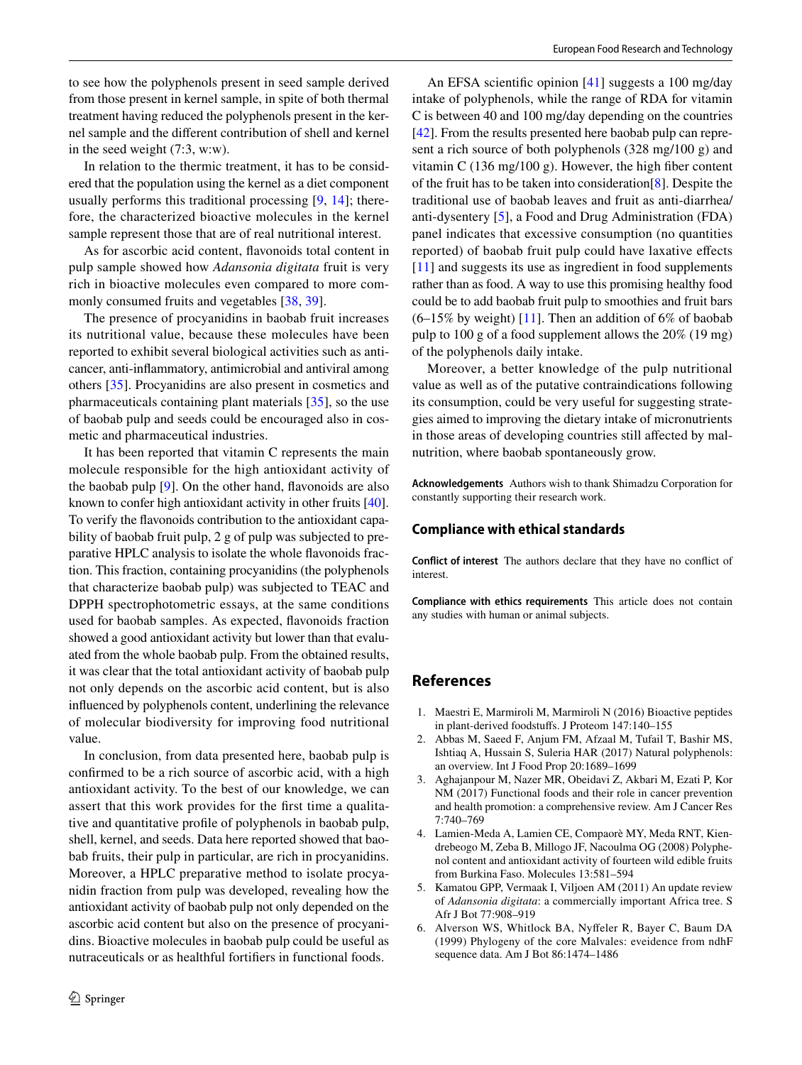to see how the polyphenols present in seed sample derived from those present in kernel sample, in spite of both thermal treatment having reduced the polyphenols present in the kernel sample and the different contribution of shell and kernel in the seed weight (7:3, w:w).

In relation to the thermic treatment, it has to be considered that the population using the kernel as a diet component usually performs this traditional processing [9, 14]; therefore, the characterized bioactive molecules in the kernel sample represent those that are of real nutritional interest.

As for ascorbic acid content, flavonoids total content in pulp sample showed how *Adansonia digitata* fruit is very rich in bioactive molecules even compared to more commonly consumed fruits and vegetables [38, 39].

The presence of procyanidins in baobab fruit increases its nutritional value, because these molecules have been reported to exhibit several biological activities such as anticancer, anti-inflammatory, antimicrobial and antiviral among others [35]. Procyanidins are also present in cosmetics and pharmaceuticals containing plant materials [35], so the use of baobab pulp and seeds could be encouraged also in cosmetic and pharmaceutical industries.

It has been reported that vitamin C represents the main molecule responsible for the high antioxidant activity of the baobab pulp [9]. On the other hand, flavonoids are also known to confer high antioxidant activity in other fruits [40]. To verify the flavonoids contribution to the antioxidant capability of baobab fruit pulp, 2 g of pulp was subjected to preparative HPLC analysis to isolate the whole flavonoids fraction. This fraction, containing procyanidins (the polyphenols that characterize baobab pulp) was subjected to TEAC and DPPH spectrophotometric essays, at the same conditions used for baobab samples. As expected, flavonoids fraction showed a good antioxidant activity but lower than that evaluated from the whole baobab pulp. From the obtained results, it was clear that the total antioxidant activity of baobab pulp not only depends on the ascorbic acid content, but is also influenced by polyphenols content, underlining the relevance of molecular biodiversity for improving food nutritional value.

In conclusion, from data presented here, baobab pulp is confirmed to be a rich source of ascorbic acid, with a high antioxidant activity. To the best of our knowledge, we can assert that this work provides for the first time a qualitative and quantitative profile of polyphenols in baobab pulp, shell, kernel, and seeds. Data here reported showed that baobab fruits, their pulp in particular, are rich in procyanidins. Moreover, a HPLC preparative method to isolate procyanidin fraction from pulp was developed, revealing how the antioxidant activity of baobab pulp not only depended on the ascorbic acid content but also on the presence of procyanidins. Bioactive molecules in baobab pulp could be useful as nutraceuticals or as healthful fortifiers in functional foods.

An EFSA scientific opinion [41] suggests a 100 mg/day intake of polyphenols, while the range of RDA for vitamin C is between 40 and 100 mg/day depending on the countries [42]. From the results presented here baobab pulp can represent a rich source of both polyphenols (328 mg/100 g) and vitamin C (136 mg/100 g). However, the high fiber content of the fruit has to be taken into consideration[8]. Despite the traditional use of baobab leaves and fruit as anti-diarrhea/anti-dysentery [5], a Food and Drug Administration (FDA) panel indicates that excessive consumption (no quantities reported) of baobab fruit pulp could have laxative effects [11] and suggests its use as ingredient in food supplements rather than as food. A way to use this promising healthy food could be to add baobab fruit pulp to smoothies and fruit bars (6–15% by weight) [11]. Then an addition of 6% of baobab pulp to 100 g of a food supplement allows the 20% (19 mg) of the polyphenols daily intake.

Moreover, a better knowledge of the pulp nutritional value as well as of the putative contraindications following its consumption, could be very useful for suggesting strategies aimed to improving the dietary intake of micronutrients in those areas of developing countries still affected by malnutrition, where baobab spontaneously grow.

**Acknowledgements** Authors wish to thank Shimadzu Corporation for constantly supporting their research work.

## Compliance with ethical standards

**Conflict of interest** The authors declare that they have no conflict of interest.

**Compliance with ethics requirements** This article does not contain any studies with human or animal subjects.

## References

1. Maestri E, Marmiroli M, Marmiroli N (2016) Bioactive peptides in plant-derived foodstuffs. J Proteom 147:140–155
2. Abbas M, Saeed F, Anjum FM, Afzaal M, Tufail T, Bashir MS, Ishtiaq A, Hussain S, Suleria HAR (2017) Natural polyphenols: an overview. Int J Food Prop 20:1689–1699
3. Aghajanpour M, Nazer MR, Obeidavi Z, Akbari M, Ezati P, Kor NM (2017) Functional foods and their role in cancer prevention and health promotion: a comprehensive review. Am J Cancer Res 7:740–769
4. Lamien-Meda A, Lamien CE, Compaorè MY, Meda RNT, Kiendrebeogo M, Zeba B, Millogo JF, Nacoulma OG (2008) Polyphenol content and antioxidant activity of fourteen wild edible fruits from Burkina Faso. Molecules 13:581–594
5. Kamatou GPP, Vermaak I, Viljoen AM (2011) An update review of *Adansonia digitata*: a commercially important Africa tree. S Afr J Bot 77:908–919
6. Alverson WS, Whitlock BA, Nyffeler R, Bayer C, Baum DA (1999) Phylogeny of the core Malvales: eveidence from ndhF sequence data. Am J Bot 86:1474–1486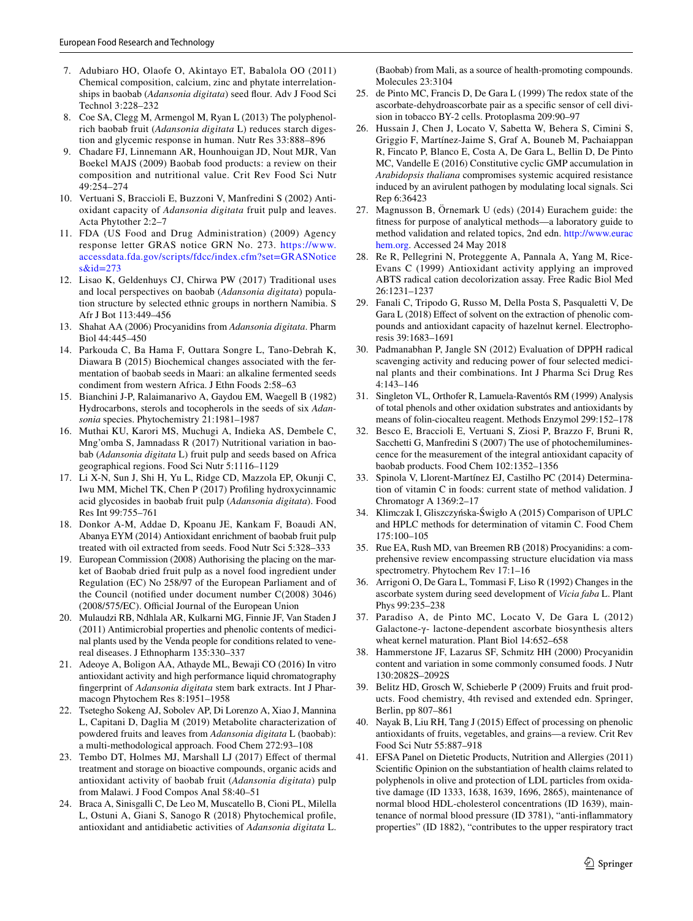7. Adubiaro HO, Olaofe O, Akintayo ET, Babalola OO (2011) Chemical composition, calcium, zinc and phytate interrelationships in baobab (*Adansonia digitata*) seed flour. Adv J Food Sci Technol 3:228–232
8. Coe SA, Clegg M, Armengol M, Ryan L (2013) The polyphenol-rich baobab fruit (*Adansonia digitata* L) reduces starch digestion and glycemic response in human. Nutr Res 33:888–896
9. Chadare FJ, Linnemann AR, Hounhouigan JD, Nout MJR, Van Boekel MAJS (2009) Baobab food products: a review on their composition and nutritional value. Crit Rev Food Sci Nutr 49:254–274
10. Vertuani S, Braccioli E, Buzzoni V, Manfredini S (2002) Antioxidant capacity of *Adansonia digitata* fruit pulp and leaves. Acta Phytother 2:2–7
11. FDA (US Food and Drug Administration) (2009) Agency response letter GRAS notice GRN No. 273. https://www.accessdata.fda.gov/scripts/fdcc/index.cfm?set=GRASNotices&id=273
12. Lisao K, Geldenhuys CJ, Chirwa PW (2017) Traditional uses and local perspectives on baobab (*Adansonia digitata*) population structure by selected ethnic groups in northern Namibia. S Afr J Bot 113:449–456
13. Shahat AA (2006) Procyanidins from *Adansonia digitata*. Pharm Biol 44:445–450
14. Parkouda C, Ba Hama F, Outtara Songre L, Tano-Debrah K, Diawara B (2015) Biochemical changes associated with the fermentation of baobab seeds in Maari: an alkaline fermented seeds condiment from western Africa. J Ethn Foods 2:58–63
15. Bianchini J-P, Ralaimanarivo A, Gaydou EM, Waegell B (1982) Hydrocarbons, sterols and tocopherols in the seeds of six *Adansonia* species. Phytochemistry 21:1981–1987
16. Muthai KU, Karori MS, Muchugi A, Indieka AS, Dembele C, Mng'omba S, Jamnadass R (2017) Nutritional variation in baobab (*Adansonia digitata* L) fruit pulp and seeds based on Africa geographical regions. Food Sci Nutr 5:1116–1129
17. Li X-N, Sun J, Shi H, Yu L, Ridge CD, Mazzola EP, Okunji C, Iwu MM, Michel TK, Chen P (2017) Profiling hydroxycinnamic acid glycosides in baobab fruit pulp (*Adansonia digitata*). Food Res Int 99:755–761
18. Donkor A-M, Addae D, Kpoanu JE, Kankam F, Boaudi AN, Abanya EYM (2014) Antioxidant enrichment of baobab fruit pulp treated with oil extracted from seeds. Food Nutr Sci 5:328–333
19. European Commission (2008) Authorising the placing on the market of Baobab dried fruit pulp as a novel food ingredient under Regulation (EC) No 258/97 of the European Parliament and of the Council (notified under document number C(2008) 3046) (2008/575/EC). Official Journal of the European Union
20. Mulaudzi RB, Ndhlala AR, Kulkarni MG, Finnie JF, Van Staden J (2011) Antimicrobial properties and phenolic contents of medicinal plants used by the Venda people for conditions related to venereal diseases. J Ethnopharm 135:330–337
21. Adeoye A, Boligon AA, Athayde ML, Bewaji CO (2016) In vitro antioxidant activity and high performance liquid chromatography fingerprint of *Adansonia digitata* stem bark extracts. Int J Pharmacogn Phytochem Res 8:1951–1958
22. Tsetegho Sokeng AJ, Sobolev AP, Di Lorenzo A, Xiao J, Mannina L, Capitani D, Daglia M (2019) Metabolite characterization of powdered fruits and leaves from *Adansonia digitata* L (baobab): a multi-methodological approach. Food Chem 272:93–108
23. Tembo DT, Holmes MJ, Marshall LJ (2017) Effect of thermal treatment and storage on bioactive compounds, organic acids and antioxidant activity of baobab fruit (*Adansonia digitata*) pulp from Malawi. J Food Compos Anal 58:40–51
24. Braca A, Sinisgalli C, De Leo M, Muscatello B, Cioni PL, Milella L, Ostuni A, Giani S, Sanogo R (2018) Phytochemical profile, antioxidant and antidiabetic activities of *Adansonia digitata* L. (Baobab) from Mali, as a source of health-promoting compounds. Molecules 23:3104
25. de Pinto MC, Francis D, De Gara L (1999) The redox state of the ascorbate-dehydroascorbate pair as a specific sensor of cell division in tobacco BY-2 cells. Protoplasma 209:90–97
26. Hussain J, Chen J, Locato V, Sabetta W, Behera S, Cimini S, Griggio F, Martínez-Jaime S, Graf A, Bouneb M, Pachaiappan R, Fincato P, Blanco E, Costa A, De Gara L, Bellin D, De Pinto MC, Vandelle E (2016) Constitutive cyclic GMP accumulation in *Arabidopsis thaliana* compromises systemic acquired resistance induced by an avirulent pathogen by modulating local signals. Sci Rep 6:36423
27. Magnusson B, Örnemark U (eds) (2014) Eurachem guide: the fitness for purpose of analytical methods—a laboratory guide to method validation and related topics, 2nd edn. http://www.eurachem.org. Accessed 24 May 2018
28. Re R, Pellegrini N, Proteggente A, Pannala A, Yang M, Rice-Evans C (1999) Antioxidant activity applying an improved ABTS radical cation decolorization assay. Free Radic Biol Med 26:1231–1237
29. Fanali C, Tripodo G, Russo M, Della Posta S, Pasqualetti V, De Gara L (2018) Effect of solvent on the extraction of phenolic compounds and antioxidant capacity of hazelnut kernel. Electrophoresis 39:1683–1691
30. Padmanabhan P, Jangle SN (2012) Evaluation of DPPH radical scavenging activity and reducing power of four selected medicinal plants and their combinations. Int J Pharma Sci Drug Res 4:143–146
31. Singleton VL, Orthofer R, Lamuela-Raventós RM (1999) Analysis of total phenols and other oxidation substrates and antioxidants by means of folin-ciocalteu reagent. Methods Enzymol 299:152–178
32. Besco E, Braccioli E, Vertuani S, Ziosi P, Brazzo F, Bruni R, Sacchetti G, Manfredini S (2007) The use of photochemiluminescence for the measurement of the integral antioxidant capacity of baobab products. Food Chem 102:1352–1356
33. Spinola V, Llorent-Martínez EJ, Castilho PC (2014) Determination of vitamin C in foods: current state of method validation. J Chromatogr A 1369:2–17
34. Klimczak I, Gliszczyńska-Świgło A (2015) Comparison of UPLC and HPLC methods for determination of vitamin C. Food Chem 175:100–105
35. Rue EA, Rush MD, van Breemen RB (2018) Procyanidins: a comprehensive review encompassing structure elucidation via mass spectrometry. Phytochem Rev 17:1–16
36. Arrigoni O, De Gara L, Tommasi F, Liso R (1992) Changes in the ascorbate system during seed development of *Vicia faba* L. Plant Phys 99:235–238
37. Paradiso A, de Pinto MC, Locato V, De Gara L (2012) Galactone-γ- lactone-dependent ascorbate biosynthesis alters wheat kernel maturation. Plant Biol 14:652–658
38. Hammerstone JF, Lazarus SF, Schmitz HH (2000) Procyanidin content and variation in some commonly consumed foods. J Nutr 130:2082S–2092S
39. Belitz HD, Grosch W, Schieberle P (2009) Fruits and fruit products. Food chemistry, 4th revised and extended edn. Springer, Berlin, pp 807–861
40. Nayak B, Liu RH, Tang J (2015) Effect of processing on phenolic antioxidants of fruits, vegetables, and grains—a review. Crit Rev Food Sci Nutr 55:887–918
41. EFSA Panel on Dietetic Products, Nutrition and Allergies (2011) Scientific Opinion on the substantiation of health claims related to polyphenols in olive and protection of LDL particles from oxidative damage (ID 1333, 1638, 1639, 1696, 2865), maintenance of normal blood HDL-cholesterol concentrations (ID 1639), maintenance of normal blood pressure (ID 3781), "anti-inflammatory properties" (ID 1882), "contributes to the upper respiratory tract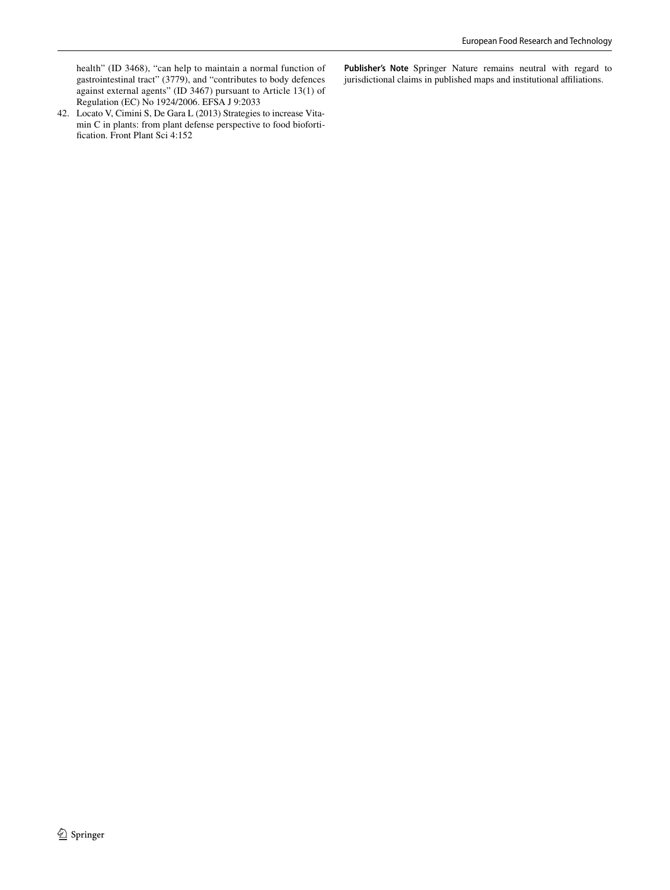health" (ID 3468), "can help to maintain a normal function of gastrointestinal tract" (3779), and "contributes to body defences against external agents" (ID 3467) pursuant to Article 13(1) of Regulation (EC) No 1924/2006. EFSA J 9:2033

42. Locato V, Cimini S, De Gara L (2013) Strategies to increase Vitamin C in plants: from plant defense perspective to food biofortification. Front Plant Sci 4:152

**Publisher's Note** Springer Nature remains neutral with regard to jurisdictional claims in published maps and institutional affiliations.